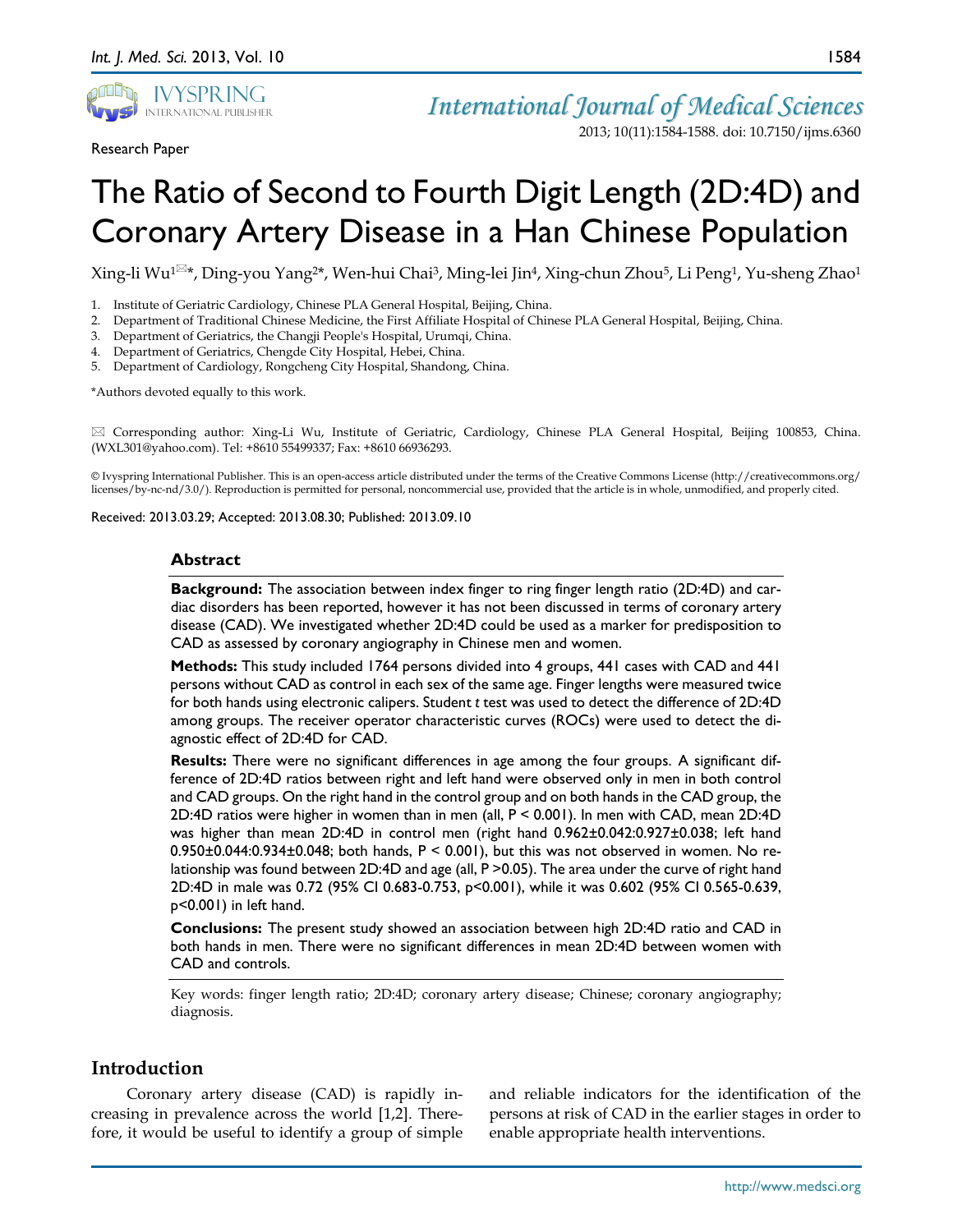Research Paper

# The Ratio of Second to Fourth Digit Length (2D:4D) and Coronary Artery Disease in a Han Chinese Population

Xing-li Wu[1]✉*, Ding-you Yang[2]*, Wen-hui Chai[3], Ming-lei Jin[4], Xing-chun Zhou[5], Li Peng[1], Yu-sheng Zhao[1]

1. Institute of Geriatric Cardiology, Chinese PLA General Hospital, Beijing, China.
2. Department of Traditional Chinese Medicine, the First Affiliate Hospital of Chinese PLA General Hospital, Beijing, China.
3. Department of Geriatrics, the Changji People's Hospital, Urumqi, China.
4. Department of Geriatrics, Chengde City Hospital, Hebei, China.
5. Department of Cardiology, Rongcheng City Hospital, Shandong, China.

*Authors devoted equally to this work.

✉ Corresponding author: Xing-Li Wu, Institute of Geriatric, Cardiology, Chinese PLA General Hospital, Beijing 100853, China. (WXL301@yahoo.com). Tel: +8610 55499337; Fax: +8610 66936293.

© Ivyspring International Publisher. This is an open-access article distributed under the terms of the Creative Commons License (http://creativecommons.org/licenses/by-nc-nd/3.0/). Reproduction is permitted for personal, noncommercial use, provided that the article is in whole, unmodified, and properly cited.

Received: 2013.03.29; Accepted: 2013.08.30; Published: 2013.09.10

## Abstract

**Background:** The association between index finger to ring finger length ratio (2D:4D) and cardiac disorders has been reported, however it has not been discussed in terms of coronary artery disease (CAD). We investigated whether 2D:4D could be used as a marker for predisposition to CAD as assessed by coronary angiography in Chinese men and women.

**Methods:** This study included 1764 persons divided into 4 groups, 441 cases with CAD and 441 persons without CAD as control in each sex of the same age. Finger lengths were measured twice for both hands using electronic calipers. Student *t* test was used to detect the difference of 2D:4D among groups. The receiver operator characteristic curves (ROCs) were used to detect the diagnostic effect of 2D:4D for CAD.

**Results:** There were no significant differences in age among the four groups. A significant difference of 2D:4D ratios between right and left hand were observed only in men in both control and CAD groups. On the right hand in the control group and on both hands in the CAD group, the 2D:4D ratios were higher in women than in men (all, $P < 0.001$). In men with CAD, mean 2D:4D was higher than mean 2D:4D in control men (right hand 0.962±0.042:0.927±0.038; left hand 0.950±0.044:0.934±0.048; both hands, $P < 0.001$), but this was not observed in women. No relationship was found between 2D:4D and age (all, $P > 0.05$). The area under the curve of right hand 2D:4D in male was 0.72 (95% CI 0.683-0.753, $p<0.001$), while it was 0.602 (95% CI 0.565-0.639, $p<0.001$) in left hand.

**Conclusions:** The present study showed an association between high 2D:4D ratio and CAD in both hands in men. There were no significant differences in mean 2D:4D between women with CAD and controls.

Key words: finger length ratio; 2D:4D; coronary artery disease; Chinese; coronary angiography; diagnosis.

## Introduction

Coronary artery disease (CAD) is rapidly increasing in prevalence across the world [1,2]. Therefore, it would be useful to identify a group of simple and reliable indicators for the identification of the persons at risk of CAD in the earlier stages in order to enable appropriate health interventions.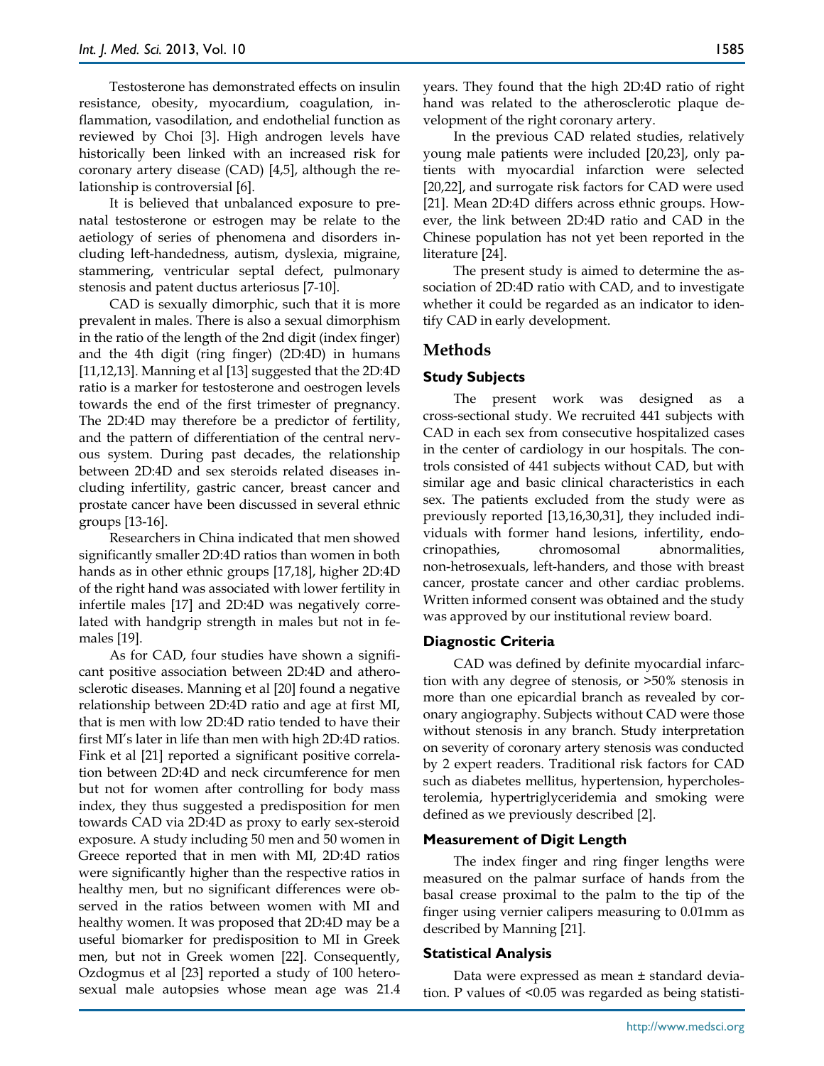Testosterone has demonstrated effects on insulin resistance, obesity, myocardium, coagulation, inflammation, vasodilation, and endothelial function as reviewed by Choi [3]. High androgen levels have historically been linked with an increased risk for coronary artery disease (CAD) [4,5], although the relationship is controversial [6].

It is believed that unbalanced exposure to prenatal testosterone or estrogen may be relate to the aetiology of series of phenomena and disorders including left-handedness, autism, dyslexia, migraine, stammering, ventricular septal defect, pulmonary stenosis and patent ductus arteriosus [7-10].

CAD is sexually dimorphic, such that it is more prevalent in males. There is also a sexual dimorphism in the ratio of the length of the 2nd digit (index finger) and the 4th digit (ring finger) (2D:4D) in humans [11,12,13]. Manning et al [13] suggested that the 2D:4D ratio is a marker for testosterone and oestrogen levels towards the end of the first trimester of pregnancy. The 2D:4D may therefore be a predictor of fertility, and the pattern of differentiation of the central nervous system. During past decades, the relationship between 2D:4D and sex steroids related diseases including infertility, gastric cancer, breast cancer and prostate cancer have been discussed in several ethnic groups [13-16].

Researchers in China indicated that men showed significantly smaller 2D:4D ratios than women in both hands as in other ethnic groups [17,18], higher 2D:4D of the right hand was associated with lower fertility in infertile males [17] and 2D:4D was negatively correlated with handgrip strength in males but not in females [19].

As for CAD, four studies have shown a significant positive association between 2D:4D and atherosclerotic diseases. Manning et al [20] found a negative relationship between 2D:4D ratio and age at first MI, that is men with low 2D:4D ratio tended to have their first MI's later in life than men with high 2D:4D ratios. Fink et al [21] reported a significant positive correlation between 2D:4D and neck circumference for men but not for women after controlling for body mass index, they thus suggested a predisposition for men towards CAD via 2D:4D as proxy to early sex-steroid exposure. A study including 50 men and 50 women in Greece reported that in men with MI, 2D:4D ratios were significantly higher than the respective ratios in healthy men, but no significant differences were observed in the ratios between women with MI and healthy women. It was proposed that 2D:4D may be a useful biomarker for predisposition to MI in Greek men, but not in Greek women [22]. Consequently, Ozdogmus et al [23] reported a study of 100 heterosexual male autopsies whose mean age was 21.4 years. They found that the high 2D:4D ratio of right hand was related to the atherosclerotic plaque development of the right coronary artery.

In the previous CAD related studies, relatively young male patients were included [20,23], only patients with myocardial infarction were selected [20,22], and surrogate risk factors for CAD were used [21]. Mean 2D:4D differs across ethnic groups. However, the link between 2D:4D ratio and CAD in the Chinese population has not yet been reported in the literature [24].

The present study is aimed to determine the association of 2D:4D ratio with CAD, and to investigate whether it could be regarded as an indicator to identify CAD in early development.

## Methods

### Study Subjects

The present work was designed as a cross-sectional study. We recruited 441 subjects with CAD in each sex from consecutive hospitalized cases in the center of cardiology in our hospitals. The controls consisted of 441 subjects without CAD, but with similar age and basic clinical characteristics in each sex. The patients excluded from the study were as previously reported [13,16,30,31], they included individuals with former hand lesions, infertility, endocrinopathies, chromosomal abnormalities, non-hetrosexuals, left-handers, and those with breast cancer, prostate cancer and other cardiac problems. Written informed consent was obtained and the study was approved by our institutional review board.

### Diagnostic Criteria

CAD was defined by definite myocardial infarction with any degree of stenosis, or >50% stenosis in more than one epicardial branch as revealed by coronary angiography. Subjects without CAD were those without stenosis in any branch. Study interpretation on severity of coronary artery stenosis was conducted by 2 expert readers. Traditional risk factors for CAD such as diabetes mellitus, hypertension, hypercholesterolemia, hypertriglyceridemia and smoking were defined as we previously described [2].

### Measurement of Digit Length

The index finger and ring finger lengths were measured on the palmar surface of hands from the basal crease proximal to the palm to the tip of the finger using vernier calipers measuring to 0.01mm as described by Manning [21].

### Statistical Analysis

Data were expressed as mean ± standard deviation. P values of <0.05 was regarded as being statisti-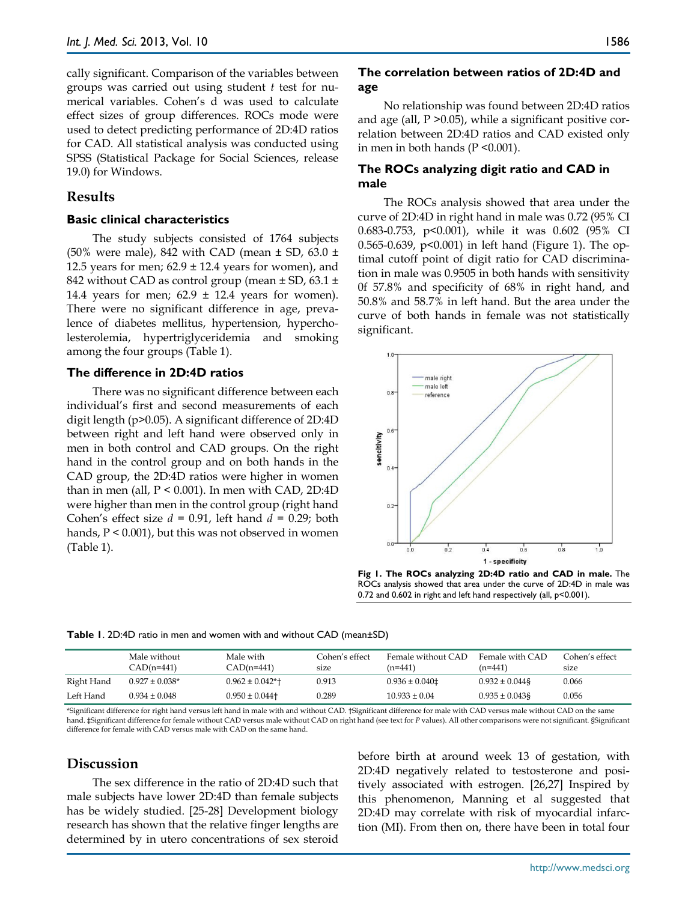cally significant. Comparison of the variables between groups was carried out using student *t* test for numerical variables. Cohen's d was used to calculate effect sizes of group differences. ROCs mode were used to detect predicting performance of 2D:4D ratios for CAD. All statistical analysis was conducted using SPSS (Statistical Package for Social Sciences, release 19.0) for Windows.

## Results

### Basic clinical characteristics

The study subjects consisted of 1764 subjects (50% were male), 842 with CAD (mean ± SD, 63.0 ± 12.5 years for men; 62.9 ± 12.4 years for women), and 842 without CAD as control group (mean ± SD, 63.1 ± 14.4 years for men; 62.9 ± 12.4 years for women). There were no significant difference in age, prevalence of diabetes mellitus, hypertension, hypercholesterolemia, hypertriglyceridemia and smoking among the four groups (Table 1).

### The difference in 2D:4D ratios

There was no significant difference between each individual's first and second measurements of each digit length (p>0.05). A significant difference of 2D:4D between right and left hand were observed only in men in both control and CAD groups. On the right hand in the control group and on both hands in the CAD group, the 2D:4D ratios were higher in women than in men (all, P < 0.001). In men with CAD, 2D:4D were higher than men in the control group (right hand Cohen's effect size $d$ = 0.91, left hand $d$ = 0.29; both hands, P < 0.001), but this was not observed in women (Table 1).

### The correlation between ratios of 2D:4D and age

No relationship was found between 2D:4D ratios and age (all, P >0.05), while a significant positive correlation between 2D:4D ratios and CAD existed only in men in both hands (P <0.001).

### The ROCs analyzing digit ratio and CAD in male

The ROCs analysis showed that area under the curve of 2D:4D in right hand in male was 0.72 (95% CI 0.683-0.753, p<0.001), while it was 0.602 (95% CI 0.565-0.639, p<0.001) in left hand (Figure 1). The optimal cutoff point of digit ratio for CAD discrimination in male was 0.9505 in both hands with sensitivity 0f 57.8% and specificity of 68% in right hand, and 50.8% and 58.7% in left hand. But the area under the curve of both hands in female was not statistically significant.

male right
male left
reference
sencitivity
1 - specificity

**Fig 1. The ROCs analyzing 2D:4D ratio and CAD in male.** The ROCs analysis showed that area under the curve of 2D:4D in male was 0.72 and 0.602 in right and left hand respectively (all, p<0.001).

**Table 1**. 2D:4D ratio in men and women with and without CAD (mean±SD)

| | Male without CAD(n=441) | Male with CAD(n=441) | Cohen's effect size | Female without CAD (n=441) | Female with CAD (n=441) | Cohen's effect size |
|---|---|---|---|---|---|---|
| Right Hand | 0.927 ± 0.038* | 0.962 ± 0.042*† | 0.913 | 0.936 ± 0.040‡ | 0.932 ± 0.044§ | 0.066 |
| Left Hand | 0.934 ± 0.048 | 0.950 ± 0.044† | 0.289 | 10.933 ± 0.04 | 0.935 ± 0.043§ | 0.056 |

*Significant difference for right hand versus left hand in male with and without CAD. †Significant difference for male with CAD versus male without CAD on the same hand. ‡Significant difference for female without CAD versus male without CAD on right hand (see text for *P* values). All other comparisons were not significant. §Significant difference for female with CAD versus male with CAD on the same hand.

## Discussion

The sex difference in the ratio of 2D:4D such that male subjects have lower 2D:4D than female subjects has be widely studied. [25-28] Development biology research has shown that the relative finger lengths are determined by in utero concentrations of sex steroid before birth at around week 13 of gestation, with 2D:4D negatively related to testosterone and positively associated with estrogen. [26,27] Inspired by this phenomenon, Manning et al suggested that 2D:4D may correlate with risk of myocardial infarction (MI). From then on, there have been in total four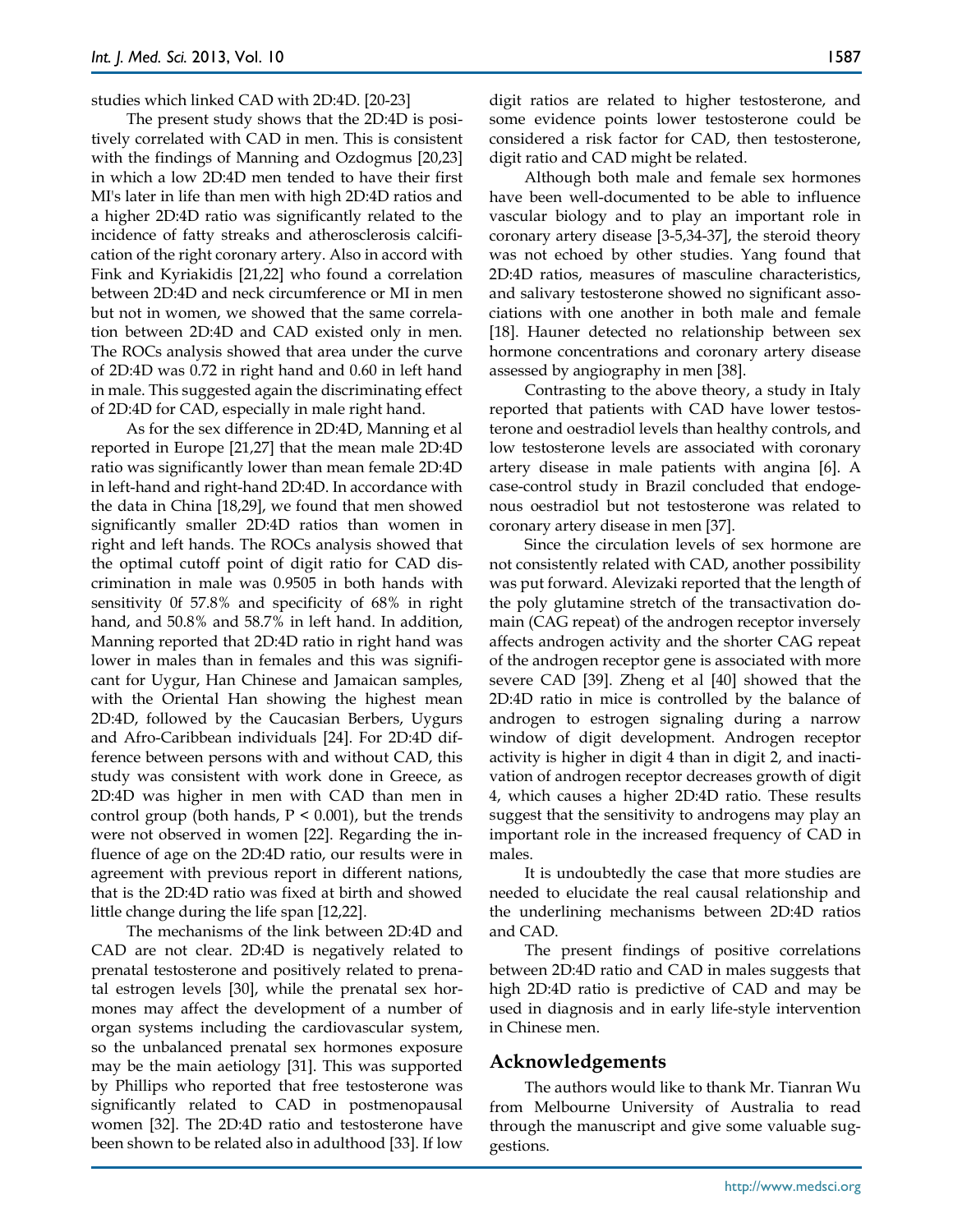studies which linked CAD with 2D:4D. [20-23]

The present study shows that the 2D:4D is positively correlated with CAD in men. This is consistent with the findings of Manning and Ozdogmus [20,23] in which a low 2D:4D men tended to have their first MI's later in life than men with high 2D:4D ratios and a higher 2D:4D ratio was significantly related to the incidence of fatty streaks and atherosclerosis calcification of the right coronary artery. Also in accord with Fink and Kyriakidis [21,22] who found a correlation between 2D:4D and neck circumference or MI in men but not in women, we showed that the same correlation between 2D:4D and CAD existed only in men. The ROCs analysis showed that area under the curve of 2D:4D was 0.72 in right hand and 0.60 in left hand in male. This suggested again the discriminating effect of 2D:4D for CAD, especially in male right hand.

As for the sex difference in 2D:4D, Manning et al reported in Europe [21,27] that the mean male 2D:4D ratio was significantly lower than mean female 2D:4D in left-hand and right-hand 2D:4D. In accordance with the data in China [18,29], we found that men showed significantly smaller 2D:4D ratios than women in right and left hands. The ROCs analysis showed that the optimal cutoff point of digit ratio for CAD discrimination in male was 0.9505 in both hands with sensitivity 0f 57.8% and specificity of 68% in right hand, and 50.8% and 58.7% in left hand. In addition, Manning reported that 2D:4D ratio in right hand was lower in males than in females and this was significant for Uygur, Han Chinese and Jamaican samples, with the Oriental Han showing the highest mean 2D:4D, followed by the Caucasian Berbers, Uygurs and Afro-Caribbean individuals [24]. For 2D:4D difference between persons with and without CAD, this study was consistent with work done in Greece, as 2D:4D was higher in men with CAD than men in control group (both hands, $P < 0.001$), but the trends were not observed in women [22]. Regarding the influence of age on the 2D:4D ratio, our results were in agreement with previous report in different nations, that is the 2D:4D ratio was fixed at birth and showed little change during the life span [12,22].

The mechanisms of the link between 2D:4D and CAD are not clear. 2D:4D is negatively related to prenatal testosterone and positively related to prenatal estrogen levels [30], while the prenatal sex hormones may affect the development of a number of organ systems including the cardiovascular system, so the unbalanced prenatal sex hormones exposure may be the main aetiology [31]. This was supported by Phillips who reported that free testosterone was significantly related to CAD in postmenopausal women [32]. The 2D:4D ratio and testosterone have been shown to be related also in adulthood [33]. If low digit ratios are related to higher testosterone, and some evidence points lower testosterone could be considered a risk factor for CAD, then testosterone, digit ratio and CAD might be related.

Although both male and female sex hormones have been well-documented to be able to influence vascular biology and to play an important role in coronary artery disease [3-5,34-37], the steroid theory was not echoed by other studies. Yang found that 2D:4D ratios, measures of masculine characteristics, and salivary testosterone showed no significant associations with one another in both male and female [18]. Hauner detected no relationship between sex hormone concentrations and coronary artery disease assessed by angiography in men [38].

Contrasting to the above theory, a study in Italy reported that patients with CAD have lower testosterone and oestradiol levels than healthy controls, and low testosterone levels are associated with coronary artery disease in male patients with angina [6]. A case-control study in Brazil concluded that endogenous oestradiol but not testosterone was related to coronary artery disease in men [37].

Since the circulation levels of sex hormone are not consistently related with CAD, another possibility was put forward. Alevizaki reported that the length of the poly glutamine stretch of the transactivation domain (CAG repeat) of the androgen receptor inversely affects androgen activity and the shorter CAG repeat of the androgen receptor gene is associated with more severe CAD [39]. Zheng et al [40] showed that the 2D:4D ratio in mice is controlled by the balance of androgen to estrogen signaling during a narrow window of digit development. Androgen receptor activity is higher in digit 4 than in digit 2, and inactivation of androgen receptor decreases growth of digit 4, which causes a higher 2D:4D ratio. These results suggest that the sensitivity to androgens may play an important role in the increased frequency of CAD in males.

It is undoubtedly the case that more studies are needed to elucidate the real causal relationship and the underlining mechanisms between 2D:4D ratios and CAD.

The present findings of positive correlations between 2D:4D ratio and CAD in males suggests that high 2D:4D ratio is predictive of CAD and may be used in diagnosis and in early life-style intervention in Chinese men.

## Acknowledgements

The authors would like to thank Mr. Tianran Wu from Melbourne University of Australia to read through the manuscript and give some valuable suggestions.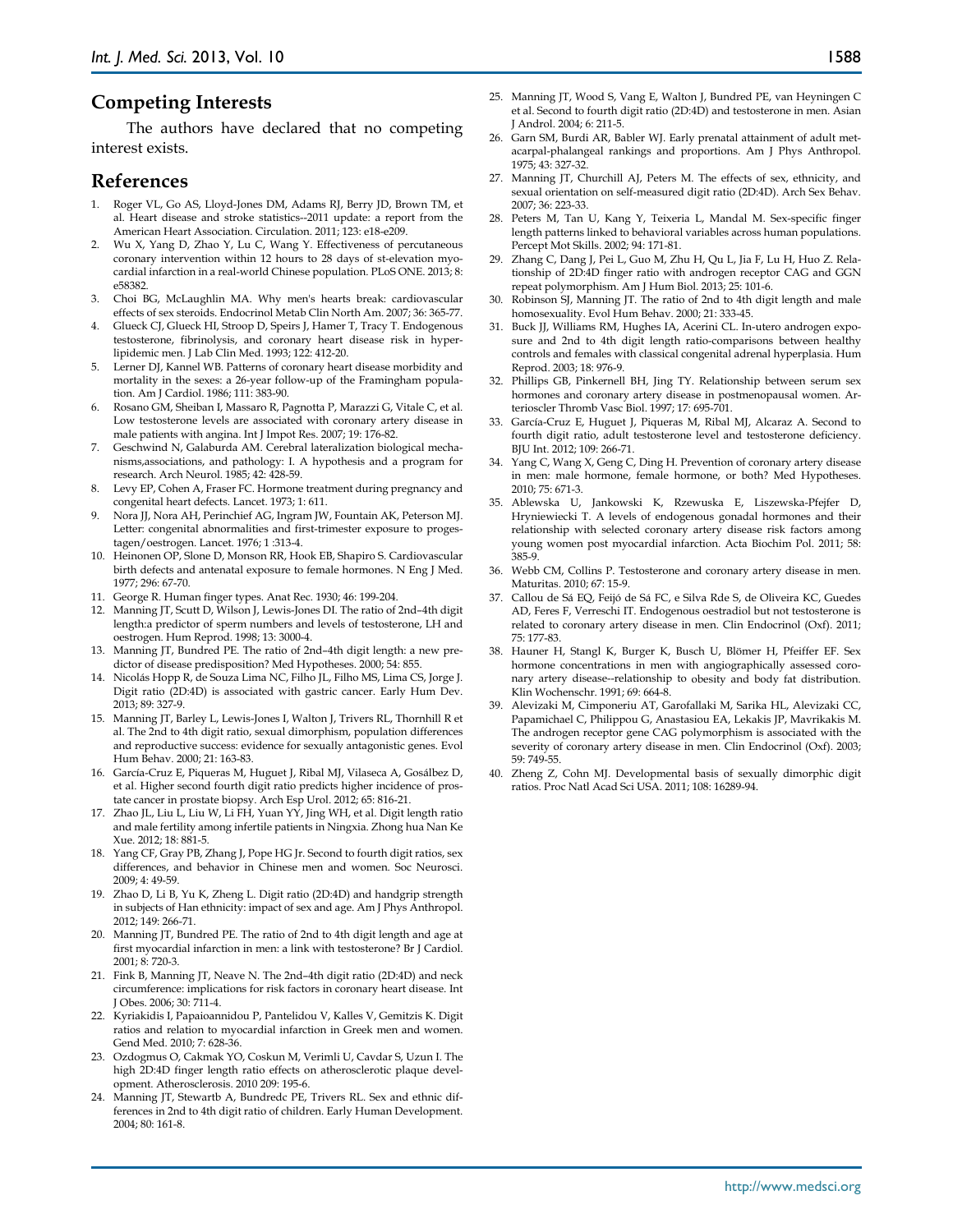## Competing Interests

The authors have declared that no competing interest exists.

## References

1. Roger VL, Go AS, Lloyd-Jones DM, Adams RJ, Berry JD, Brown TM, et al. Heart disease and stroke statistics--2011 update: a report from the American Heart Association. Circulation. 2011; 123: e18-e209.
2. Wu X, Yang D, Zhao Y, Lu C, Wang Y. Effectiveness of percutaneous coronary intervention within 12 hours to 28 days of st-elevation myocardial infarction in a real-world Chinese population. PLoS ONE. 2013; 8: e58382.
3. Choi BG, McLaughlin MA. Why men's hearts break: cardiovascular effects of sex steroids. Endocrinol Metab Clin North Am. 2007; 36: 365-77.
4. Glueck CJ, Glueck HI, Stroop D, Speirs J, Hamer T, Tracy T. Endogenous testosterone, fibrinolysis, and coronary heart disease risk in hyperlipidemic men. J Lab Clin Med. 1993; 122: 412-20.
5. Lerner DJ, Kannel WB. Patterns of coronary heart disease morbidity and mortality in the sexes: a 26-year follow-up of the Framingham population. Am J Cardiol. 1986; 111: 383-90.
6. Rosano GM, Sheiban I, Massaro R, Pagnotta P, Marazzi G, Vitale C, et al. Low testosterone levels are associated with coronary artery disease in male patients with angina. Int J Impot Res. 2007; 19: 176-82.
7. Geschwind N, Galaburda AM. Cerebral lateralization biological mechanisms,associations, and pathology: I. A hypothesis and a program for research. Arch Neurol. 1985; 42: 428-59.
8. Levy EP, Cohen A, Fraser FC. Hormone treatment during pregnancy and congenital heart defects. Lancet. 1973; 1: 611.
9. Nora JJ, Nora AH, Perinchief AG, Ingram JW, Fountain AK, Peterson MJ. Letter: congenital abnormalities and first-trimester exposure to progestagen/oestrogen. Lancet. 1976; 1 :313-4.
10. Heinonen OP, Slone D, Monson RR, Hook EB, Shapiro S. Cardiovascular birth defects and antenatal exposure to female hormones. N Eng J Med. 1977; 296: 67-70.
11. George R. Human finger types. Anat Rec. 1930; 46: 199-204.
12. Manning JT, Scutt D, Wilson J, Lewis-Jones DI. The ratio of 2nd–4th digit length:a predictor of sperm numbers and levels of testosterone, LH and oestrogen. Hum Reprod. 1998; 13: 3000-4.
13. Manning JT, Bundred PE. The ratio of 2nd–4th digit length: a new predictor of disease predisposition? Med Hypotheses. 2000; 54: 855.
14. Nicolás Hopp R, de Souza Lima NC, Filho JL, Filho MS, Lima CS, Jorge J. Digit ratio (2D:4D) is associated with gastric cancer. Early Hum Dev. 2013; 89: 327-9.
15. Manning JT, Barley L, Lewis-Jones I, Walton J, Trivers RL, Thornhill R et al. The 2nd to 4th digit ratio, sexual dimorphism, population differences and reproductive success: evidence for sexually antagonistic genes. Evol Hum Behav. 2000; 21: 163-83.
16. García-Cruz E, Piqueras M, Huguet J, Ribal MJ, Vilaseca A, Gosálbez D, et al. Higher second fourth digit ratio predicts higher incidence of prostate cancer in prostate biopsy. Arch Esp Urol. 2012; 65: 816-21.
17. Zhao JL, Liu L, Liu W, Li FH, Yuan YY, Jing WH, et al. Digit length ratio and male fertility among infertile patients in Ningxia. Zhong hua Nan Ke Xue. 2012; 18: 881-5.
18. Yang CF, Gray PB, Zhang J, Pope HG Jr. Second to fourth digit ratios, sex differences, and behavior in Chinese men and women. Soc Neurosci. 2009; 4: 49-59.
19. Zhao D, Li B, Yu K, Zheng L. Digit ratio (2D:4D) and handgrip strength in subjects of Han ethnicity: impact of sex and age. Am J Phys Anthropol. 2012; 149: 266-71.
20. Manning JT, Bundred PE. The ratio of 2nd to 4th digit length and age at first myocardial infarction in men: a link with testosterone? Br J Cardiol. 2001; 8: 720-3.
21. Fink B, Manning JT, Neave N. The 2nd–4th digit ratio (2D:4D) and neck circumference: implications for risk factors in coronary heart disease. Int J Obes. 2006; 30: 711-4.
22. Kyriakidis I, Papaioannidou P, Pantelidou V, Kalles V, Gemitzis K. Digit ratios and relation to myocardial infarction in Greek men and women. Gend Med. 2010; 7: 628-36.
23. Ozdogmus O, Cakmak YO, Coskun M, Verimli U, Cavdar S, Uzun I. The high 2D:4D finger length ratio effects on atherosclerotic plaque development. Atherosclerosis. 2010 209: 195-6.
24. Manning JT, Stewartb A, Bundredc PE, Trivers RL. Sex and ethnic differences in 2nd to 4th digit ratio of children. Early Human Development. 2004; 80: 161-8.
25. Manning JT, Wood S, Vang E, Walton J, Bundred PE, van Heyningen C et al. Second to fourth digit ratio (2D:4D) and testosterone in men. Asian J Androl. 2004; 6: 211-5.
26. Garn SM, Burdi AR, Babler WJ. Early prenatal attainment of adult metacarpal-phalangeal rankings and proportions. Am J Phys Anthropol. 1975; 43: 327-32.
27. Manning JT, Churchill AJ, Peters M. The effects of sex, ethnicity, and sexual orientation on self-measured digit ratio (2D:4D). Arch Sex Behav. 2007; 36: 223-33.
28. Peters M, Tan U, Kang Y, Teixeria L, Mandal M. Sex-specific finger length patterns linked to behavioral variables across human populations. Percept Mot Skills. 2002; 94: 171-81.
29. Zhang C, Dang J, Pei L, Guo M, Zhu H, Qu L, Jia F, Lu H, Huo Z. Relationship of 2D:4D finger ratio with androgen receptor CAG and GGN repeat polymorphism. Am J Hum Biol. 2013; 25: 101-6.
30. Robinson SJ, Manning JT. The ratio of 2nd to 4th digit length and male homosexuality. Evol Hum Behav. 2000; 21: 333-45.
31. Buck JJ, Williams RM, Hughes IA, Acerini CL. In-utero androgen exposure and 2nd to 4th digit length ratio-comparisons between healthy controls and females with classical congenital adrenal hyperplasia. Hum Reprod. 2003; 18: 976-9.
32. Phillips GB, Pinkernell BH, Jing TY. Relationship between serum sex hormones and coronary artery disease in postmenopausal women. Arterioscler Thromb Vasc Biol. 1997; 17: 695-701.
33. García-Cruz E, Huguet J, Piqueras M, Ribal MJ, Alcaraz A. Second to fourth digit ratio, adult testosterone level and testosterone deficiency. BJU Int. 2012; 109: 266-71.
34. Yang C, Wang X, Geng C, Ding H. Prevention of coronary artery disease in men: male hormone, female hormone, or both? Med Hypotheses. 2010; 75: 671-3.
35. Ablewska U, Jankowski K, Rzewuska E, Liszewska-Pfejfer D, Hryniewiecki T. A levels of endogenous gonadal hormones and their relationship with selected coronary artery disease risk factors among young women post myocardial infarction. Acta Biochim Pol. 2011; 58: 385-9.
36. Webb CM, Collins P. Testosterone and coronary artery disease in men. Maturitas. 2010; 67: 15-9.
37. Callou de Sá EQ, Feijó de Sá FC, e Silva Rde S, de Oliveira KC, Guedes AD, Feres F, Verreschi IT. Endogenous oestradiol but not testosterone is related to coronary artery disease in men. Clin Endocrinol (Oxf). 2011; 75: 177-83.
38. Hauner H, Stangl K, Burger K, Busch U, Blömer H, Pfeiffer EF. Sex hormone concentrations in men with angiographically assessed coronary artery disease--relationship to obesity and body fat distribution. Klin Wochenschr. 1991; 69: 664-8.
39. Alevizaki M, Cimponeriu AT, Garofallaki M, Sarika HL, Alevizaki CC, Papamichael C, Philippou G, Anastasiou EA, Lekakis JP, Mavrikakis M. The androgen receptor gene CAG polymorphism is associated with the severity of coronary artery disease in men. Clin Endocrinol (Oxf). 2003; 59: 749-55.
40. Zheng Z, Cohn MJ. Developmental basis of sexually dimorphic digit ratios. Proc Natl Acad Sci USA. 2011; 108: 16289-94.